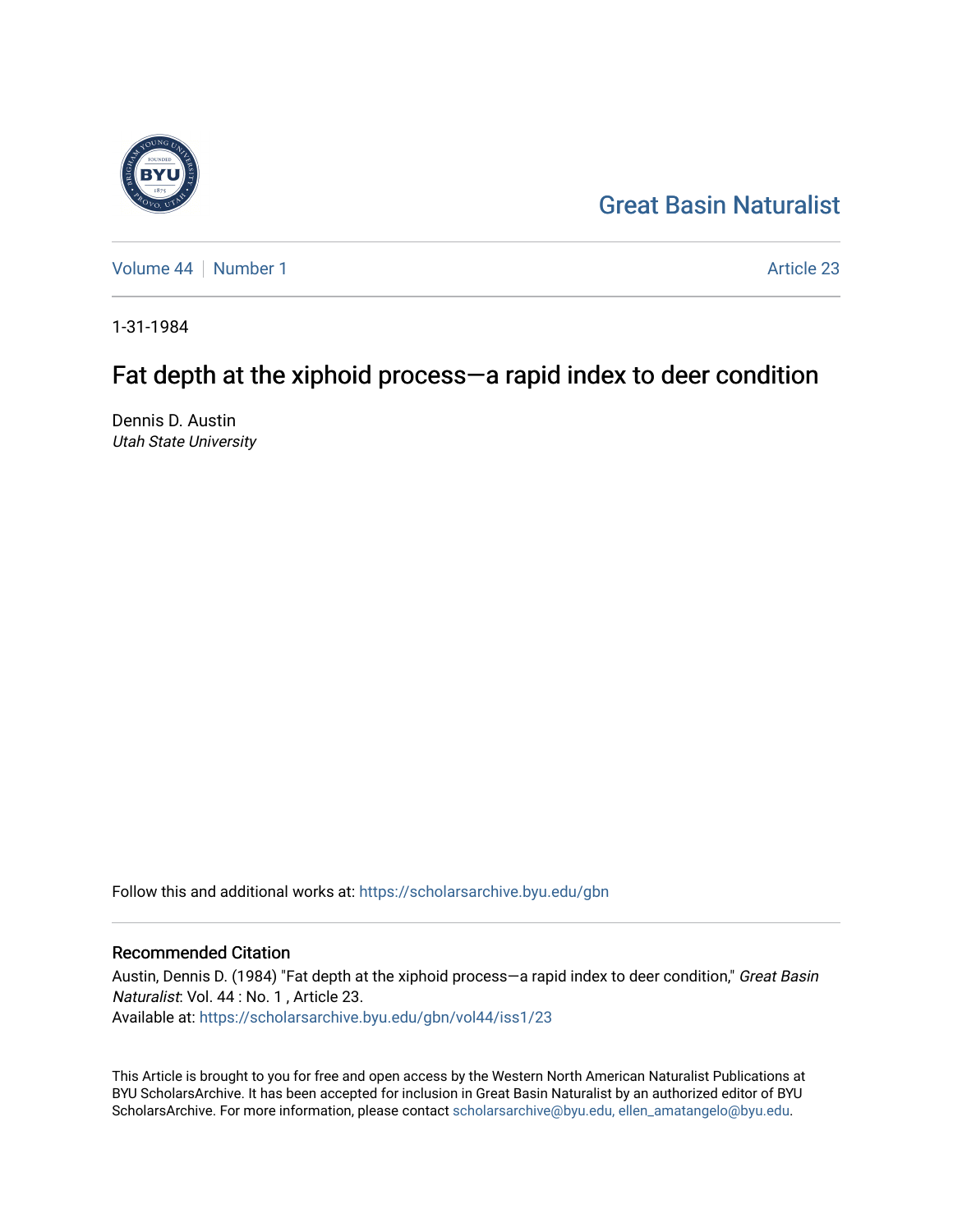# Great Basin Naturalist

Volume 44 | Number 1 | Article 23

1-31-1984

## Fat depth at the xiphoid process—a rapid index to deer condition

Dennis D. Austin
*Utah State University*

Follow this and additional works at: https://scholarsarchive.byu.edu/gbn

### Recommended Citation

Austin, Dennis D. (1984) "Fat depth at the xiphoid process—a rapid index to deer condition," *Great Basin Naturalist*: Vol. 44 : No. 1 , Article 23.
Available at: https://scholarsarchive.byu.edu/gbn/vol44/iss1/23

This Article is brought to you for free and open access by the Western North American Naturalist Publications at BYU ScholarsArchive. It has been accepted for inclusion in Great Basin Naturalist by an authorized editor of BYU ScholarsArchive. For more information, please contact scholarsarchive@byu.edu, ellen_amatangelo@byu.edu.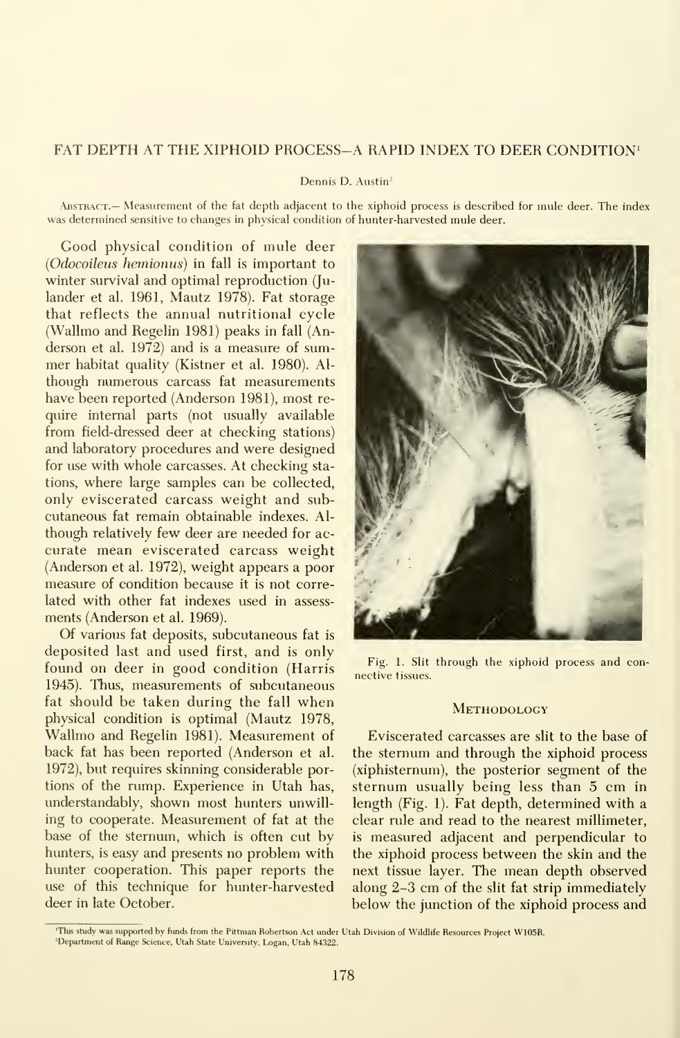# FAT DEPTH AT THE XIPHOID PROCESS—A RAPID INDEX TO DEER CONDITION[1]

Dennis D. Austin[2]

ABSTRACT.— Measurement of the fat depth adjacent to the xiphoid process is described for mule deer. The index was determined sensitive to changes in physical condition of hunter-harvested mule deer.

Good physical condition of mule deer (*Odocoileus hemionus*) in fall is important to winter survival and optimal reproduction (Julander et al. 1961, Mautz 1978). Fat storage that reflects the annual nutritional cycle (Wallmo and Regelin 1981) peaks in fall (Anderson et al. 1972) and is a measure of summer habitat quality (Kistner et al. 1980). Although numerous carcass fat measurements have been reported (Anderson 1981), most require internal parts (not usually available from field-dressed deer at checking stations) and laboratory procedures and were designed for use with whole carcasses. At checking stations, where large samples can be collected, only eviscerated carcass weight and subcutaneous fat remain obtainable indexes. Although relatively few deer are needed for accurate mean eviscerated carcass weight (Anderson et al. 1972), weight appears a poor measure of condition because it is not correlated with other fat indexes used in assessments (Anderson et al. 1969).

Of various fat deposits, subcutaneous fat is deposited last and used first, and is only found on deer in good condition (Harris 1945). Thus, measurements of subcutaneous fat should be taken during the fall when physical condition is optimal (Mautz 1978, Wallmo and Regelin 1981). Measurement of back fat has been reported (Anderson et al. 1972), but requires skinning considerable portions of the rump. Experience in Utah has, understandably, shown most hunters unwilling to cooperate. Measurement of fat at the base of the sternum, which is often cut by hunters, is easy and presents no problem with hunter cooperation. This paper reports the use of this technique for hunter-harvested deer in late October.

Fig. 1. Slit through the xiphoid process and connective tissues.

## METHODOLOGY

Eviscerated carcasses are slit to the base of the sternum and through the xiphoid process (xiphisternum), the posterior segment of the sternum usually being less than 5 cm in length (Fig. 1). Fat depth, determined with a clear rule and read to the nearest millimeter, is measured adjacent and perpendicular to the xiphoid process between the skin and the next tissue layer. The mean depth observed along 2–3 cm of the slit fat strip immediately below the junction of the xiphoid process and

[1] This study was supported by funds from the Pittman Robertson Act under Utah Division of Wildlife Resources Project W105R.

[2] Department of Range Science, Utah State University, Logan, Utah 84322.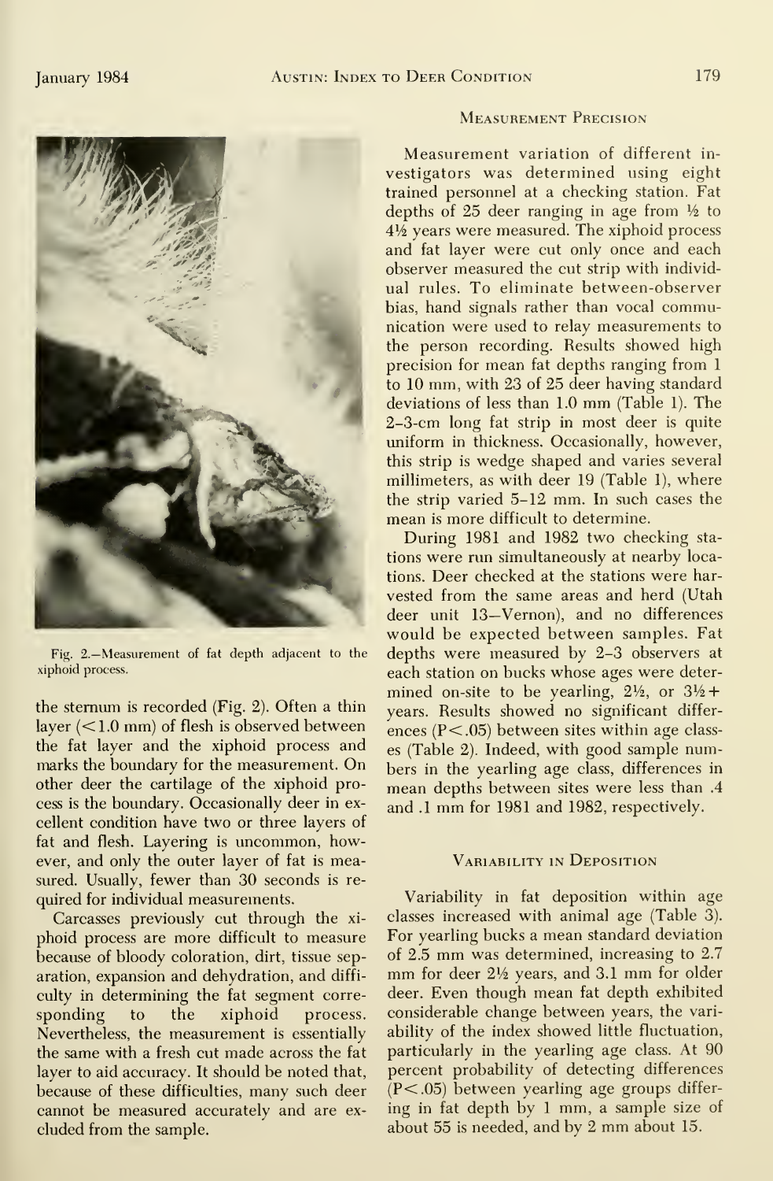Fig. 2.—Measurement of fat depth adjacent to the xiphoid process.

the sternum is recorded (Fig. 2). Often a thin layer ($<1.0$ mm) of flesh is observed between the fat layer and the xiphoid process and marks the boundary for the measurement. On other deer the cartilage of the xiphoid process is the boundary. Occasionally deer in excellent condition have two or three layers of fat and flesh. Layering is uncommon, however, and only the outer layer of fat is measured. Usually, fewer than 30 seconds is required for individual measurements.

Carcasses previously cut through the xiphoid process are more difficult to measure because of bloody coloration, dirt, tissue separation, expansion and dehydration, and difficulty in determining the fat segment corresponding to the xiphoid process. Nevertheless, the measurement is essentially the same with a fresh cut made across the fat layer to aid accuracy. It should be noted that, because of these difficulties, many such deer cannot be measured accurately and are excluded from the sample.

## Measurement Precision

Measurement variation of different investigators was determined using eight trained personnel at a checking station. Fat depths of 25 deer ranging in age from ½ to 4½ years were measured. The xiphoid process and fat layer were cut only once and each observer measured the cut strip with individual rules. To eliminate between-observer bias, hand signals rather than vocal communication were used to relay measurements to the person recording. Results showed high precision for mean fat depths ranging from 1 to 10 mm, with 23 of 25 deer having standard deviations of less than 1.0 mm (Table 1). The 2–3-cm long fat strip in most deer is quite uniform in thickness. Occasionally, however, this strip is wedge shaped and varies several millimeters, as with deer 19 (Table 1), where the strip varied 5–12 mm. In such cases the mean is more difficult to determine.

During 1981 and 1982 two checking stations were run simultaneously at nearby locations. Deer checked at the stations were harvested from the same areas and herd (Utah deer unit 13—Vernon), and no differences would be expected between samples. Fat depths were measured by 2–3 observers at each station on bucks whose ages were determined on-site to be yearling, 2½, or 3½+ years. Results showed no significant differences ($P<.05$) between sites within age classes (Table 2). Indeed, with good sample numbers in the yearling age class, differences in mean depths between sites were less than .4 and .1 mm for 1981 and 1982, respectively.

## Variability in Deposition

Variability in fat deposition within age classes increased with animal age (Table 3). For yearling bucks a mean standard deviation of 2.5 mm was determined, increasing to 2.7 mm for deer 2½ years, and 3.1 mm for older deer. Even though mean fat depth exhibited considerable change between years, the variability of the index showed little fluctuation, particularly in the yearling age class. At 90 percent probability of detecting differences ($P<.05$) between yearling age groups differing in fat depth by 1 mm, a sample size of about 55 is needed, and by 2 mm about 15.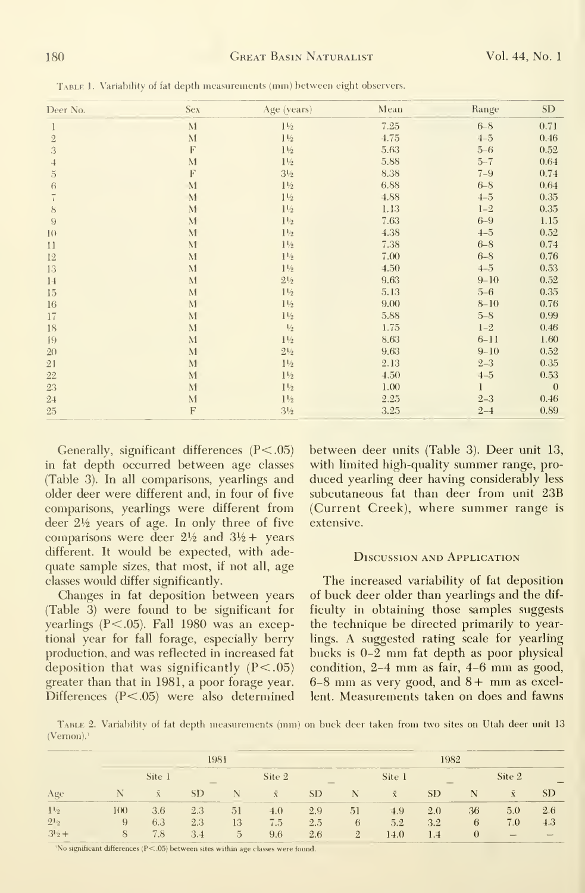TABLE 1. Variability of fat depth measurements (mm) between eight observers.

| Deer No. | Sex | Age (years) | Mean | Range | SD |
|---|---|---|---|---|---|
| 1 | M | 1½ | 7.25 | 6–8 | 0.71 |
| 2 | M | 1½ | 4.75 | 4–5 | 0.46 |
| 3 | F | 1½ | 5.63 | 5–6 | 0.52 |
| 4 | M | 1½ | 5.88 | 5–7 | 0.64 |
| 5 | F | 3½ | 8.38 | 7–9 | 0.74 |
| 6 | M | 1½ | 6.88 | 6–8 | 0.64 |
| 7 | M | 1½ | 4.88 | 4–5 | 0.35 |
| 8 | M | 1½ | 1.13 | 1–2 | 0.35 |
| 9 | M | 1½ | 7.63 | 6–9 | 1.15 |
| 10 | M | 1½ | 4.38 | 4–5 | 0.52 |
| 11 | M | 1½ | 7.38 | 6–8 | 0.74 |
| 12 | M | 1½ | 7.00 | 6–8 | 0.76 |
| 13 | M | 1½ | 4.50 | 4–5 | 0.53 |
| 14 | M | 2½ | 9.63 | 9–10 | 0.52 |
| 15 | M | 1½ | 5.13 | 5–6 | 0.35 |
| 16 | M | 1½ | 9.00 | 8–10 | 0.76 |
| 17 | M | 1½ | 5.88 | 5–8 | 0.99 |
| 18 | M | ½ | 1.75 | 1–2 | 0.46 |
| 19 | M | 1½ | 8.63 | 6–11 | 1.60 |
| 20 | M | 2½ | 9.63 | 9–10 | 0.52 |
| 21 | M | 1½ | 2.13 | 2–3 | 0.35 |
| 22 | M | 1½ | 4.50 | 4–5 | 0.53 |
| 23 | M | 1½ | 1.00 | 1 | 0 |
| 24 | M | 1½ | 2.25 | 2–3 | 0.46 |
| 25 | F | 3½ | 3.25 | 2–4 | 0.89 |

Generally, significant differences ($P<.05$) in fat depth occurred between age classes (Table 3). In all comparisons, yearlings and older deer were different and, in four of five comparisons, yearlings were different from deer 2½ years of age. In only three of five comparisons were deer 2½ and 3½+ years different. It would be expected, with adequate sample sizes, that most, if not all, age classes would differ significantly.

Changes in fat deposition between years (Table 3) were found to be significant for yearlings ($P<.05$). Fall 1980 was an exceptional year for fall forage, especially berry production, and was reflected in increased fat deposition that was significantly ($P<.05$) greater than that in 1981, a poor forage year. Differences ($P<.05$) were also determined between deer units (Table 3). Deer unit 13, with limited high-quality summer range, produced yearling deer having considerably less subcutaneous fat than deer from unit 23B (Current Creek), where summer range is extensive.

## Discussion and Application

The increased variability of fat deposition of buck deer older than yearlings and the difficulty in obtaining those samples suggests the technique be directed primarily to yearlings. A suggested rating scale for yearling bucks is 0–2 mm fat depth as poor physical condition, 2–4 mm as fair, 4–6 mm as good, 6–8 mm as very good, and 8+ mm as excellent. Measurements taken on does and fawns

TABLE 2. Variability of fat depth measurements (mm) on buck deer taken from two sites on Utah deer unit 13 (Vernon).[1]

| | 1981 | | | | | | 1982 | | | | | |
|---|---|---|---|---|---|---|---|---|---|---|---|---|
| | Site 1 | | | Site 2 | | | Site 1 | | | Site 2 | | |
| Age | N | $\bar{x}$ | SD | N | $\bar{x}$ | SD | N | $\bar{x}$ | SD | N | $\bar{x}$ | SD |
| 1½ | 100 | 3.6 | 2.3 | 51 | 4.0 | 2.9 | 51 | 4.9 | 2.0 | 36 | 5.0 | 2.6 |
| 2½ | 9 | 6.3 | 2.3 | 13 | 7.5 | 2.5 | 6 | 5.2 | 3.2 | 6 | 7.0 | 4.3 |
| 3½+ | 8 | 7.8 | 3.4 | 5 | 9.6 | 2.6 | 2 | 14.0 | 1.4 | 0 | – | – |

[1]No significant differences ($P<.05$) between sites within age classes were found.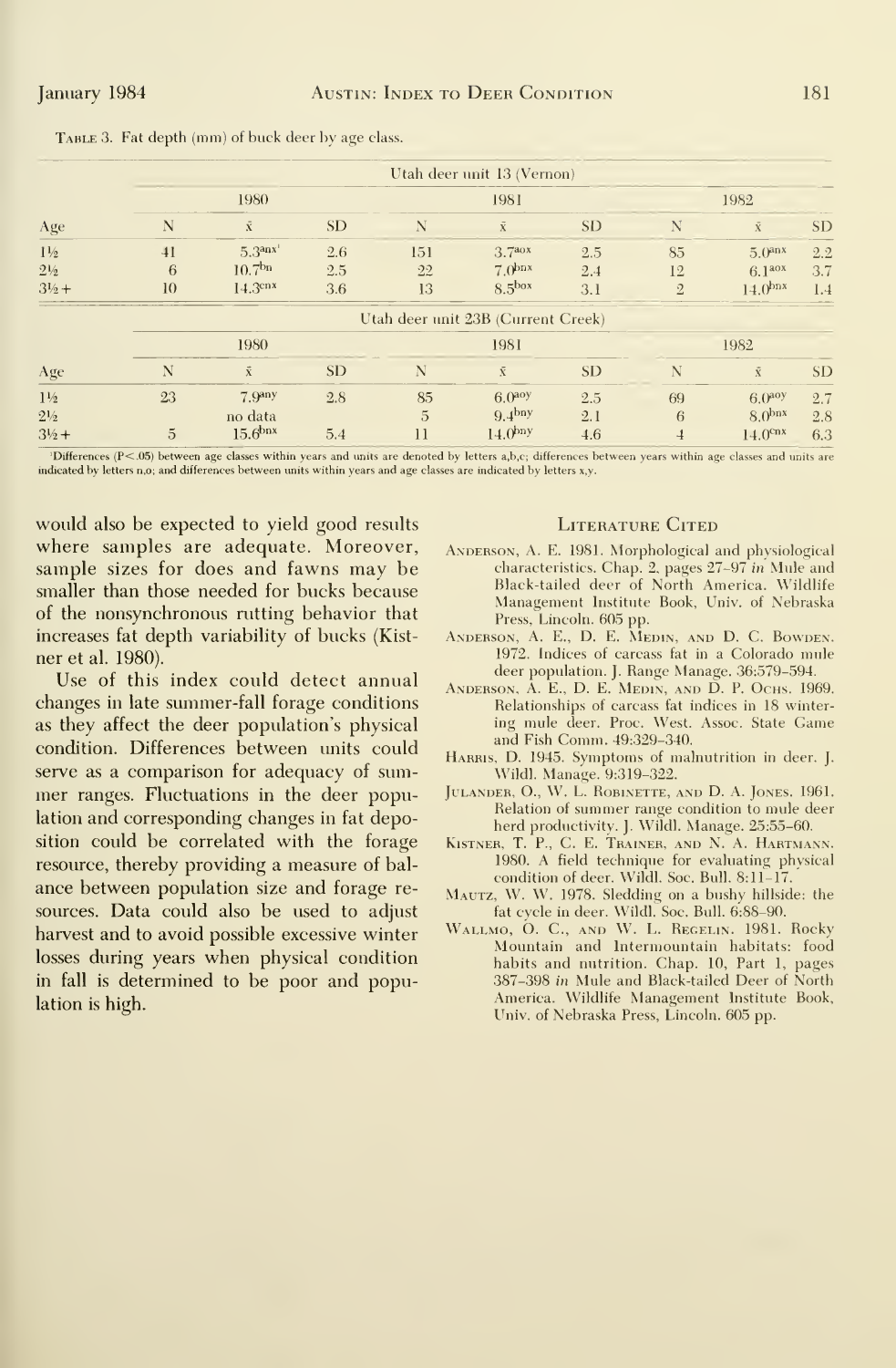Table 3. Fat depth (mm) of buck deer by age class.

| | Utah deer unit 13 (Vernon) | | | | | | | | |
|---|---|---|---|---|---|---|---|---|---|
| | 1980 | | | 1981 | | | 1982 | | |
| Age | N | x̄ | SD | N | x̄ | SD | N | x̄ | SD |
| 1½ | 41 | 5.3[anx][1] | 2.6 | 151 | 3.7[aox] | 2.5 | 85 | 5.0[anx] | 2.2 |
| 2½ | 6 | 10.7[bn] | 2.5 | 22 | 7.0[bnx] | 2.4 | 12 | 6.1[aox] | 3.7 |
| 3½ + | 10 | 14.3[cnx] | 3.6 | 13 | 8.5[box] | 3.1 | 2 | 14.0[bnx] | 1.4 |
| | Utah deer unit 23B (Current Creek) | | | | | | | | |
| | 1980 | | | 1981 | | | 1982 | | |
| Age | N | x̄ | SD | N | x̄ | SD | N | x̄ | SD |
| 1½ | 23 | 7.9[any] | 2.8 | 85 | 6.0[aoy] | 2.5 | 69 | 6.0[aoy] | 2.7 |
| 2½ | | no data | | 5 | 9.4[bny] | 2.1 | 6 | 8.0[bnx] | 2.8 |
| 3½ + | 5 | 15.6[bnx] | 5.4 | 11 | 14.0[bny] | 4.6 | 4 | 14.0[cnx] | 6.3 |

[1]Differences ($P < .05$) between age classes within years and units are denoted by letters a,b,c; differences between years within age classes and units are indicated by letters n,o; and differences between units within years and age classes are indicated by letters x,y.

would also be expected to yield good results where samples are adequate. Moreover, sample sizes for does and fawns may be smaller than those needed for bucks because of the nonsynchronous rutting behavior that increases fat depth variability of bucks (Kistner et al. 1980).

Use of this index could detect annual changes in late summer-fall forage conditions as they affect the deer population's physical condition. Differences between units could serve as a comparison for adequacy of summer ranges. Fluctuations in the deer population and corresponding changes in fat deposition could be correlated with the forage resource, thereby providing a measure of balance between population size and forage resources. Data could also be used to adjust harvest and to avoid possible excessive winter losses during years when physical condition in fall is determined to be poor and population is high.

## Literature Cited

Anderson, A. E. 1981. Morphological and physiological characteristics. Chap. 2, pages 27–97 *in* Mule and Black-tailed deer of North America. Wildlife Management Institute Book, Univ. of Nebraska Press, Lincoln. 605 pp.

Anderson, A. E., D. E. Medin, and D. C. Bowden. 1972. Indices of carcass fat in a Colorado mule deer population. J. Range Manage. 36:579–594.

Anderson, A. E., D. E. Medin, and D. P. Ochs. 1969. Relationships of carcass fat indices in 18 wintering mule deer. Proc. West. Assoc. State Game and Fish Comm. 49:329–340.

Harris, D. 1945. Symptoms of malnutrition in deer. J. Wildl. Manage. 9:319–322.

Julander, O., W. L. Robinette, and D. A. Jones. 1961. Relation of summer range condition to mule deer herd productivity. J. Wildl. Manage. 25:55–60.

Kistner, T. P., C. E. Trainer, and N. A. Hartmann. 1980. A field technique for evaluating physical condition of deer. Wildl. Soc. Bull. 8:11–17.

Mautz, W. W. 1978. Sledding on a bushy hillside: the fat cycle in deer. Wildl. Soc. Bull. 6:88–90.

Wallmo, O. C., and W. L. Regelin. 1981. Rocky Mountain and Intermountain habitats: food habits and nutrition. Chap. 10, Part 1, pages 387–398 *in* Mule and Black-tailed Deer of North America. Wildlife Management Institute Book, Univ. of Nebraska Press, Lincoln. 605 pp.